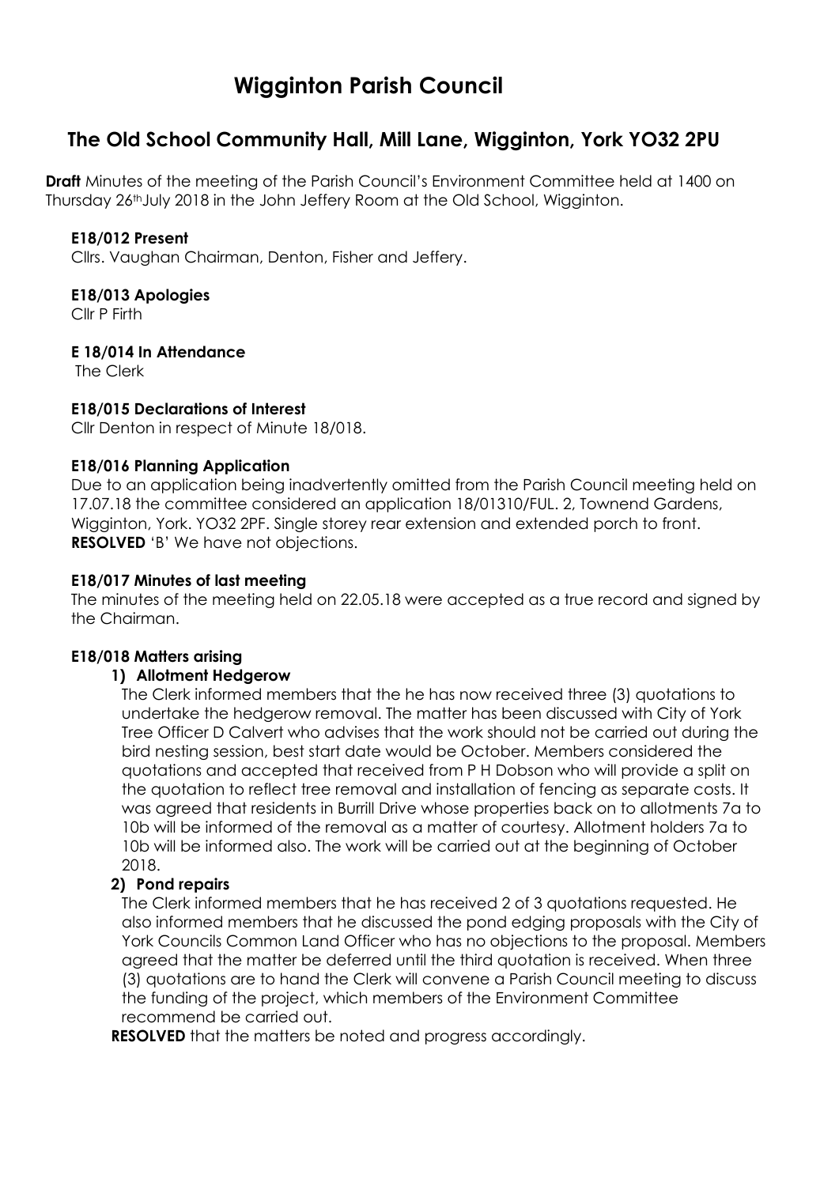# Wigginton Parish Council

## The Old School Community Hall, Mill Lane, Wigginton, York YO32 2PU

**Draft** Minutes of the meeting of the Parish Council's Environment Committee held at 1400 on Thursday 26th July 2018 in the John Jeffery Room at the Old School, Wigginton.

**E18/012 Present**

Cllrs. Vaughan Chairman, Denton, Fisher and Jeffery.

**E18/013 Apologies**

Cllr P Firth

**E 18/014 In Attendance**

The Clerk

**E18/015 Declarations of Interest**

Cllr Denton in respect of Minute 18/018.

**E18/016 Planning Application**

Due to an application being inadvertently omitted from the Parish Council meeting held on 17.07.18 the committee considered an application 18/01310/FUL. 2, Townend Gardens, Wigginton, York. YO32 2PF. Single storey rear extension and extended porch to front.

**RESOLVED** 'B' We have not objections.

**E18/017 Minutes of last meeting**

The minutes of the meeting held on 22.05.18 were accepted as a true record and signed by the Chairman.

**E18/018 Matters arising**

1) **Allotment Hedgerow**

   The Clerk informed members that the he has now received three (3) quotations to undertake the hedgerow removal. The matter has been discussed with City of York Tree Officer D Calvert who advises that the work should not be carried out during the bird nesting session, best start date would be October. Members considered the quotations and accepted that received from P H Dobson who will provide a split on the quotation to reflect tree removal and installation of fencing as separate costs. It was agreed that residents in Burrill Drive whose properties back on to allotments 7a to 10b will be informed of the removal as a matter of courtesy. Allotment holders 7a to 10b will be informed also. The work will be carried out at the beginning of October 2018.

2) **Pond repairs**

   The Clerk informed members that he has received 2 of 3 quotations requested. He also informed members that he discussed the pond edging proposals with the City of York Councils Common Land Officer who has no objections to the proposal. Members agreed that the matter be deferred until the third quotation is received. When three (3) quotations are to hand the Clerk will convene a Parish Council meeting to discuss the funding of the project, which members of the Environment Committee recommend be carried out.

**RESOLVED** that the matters be noted and progress accordingly.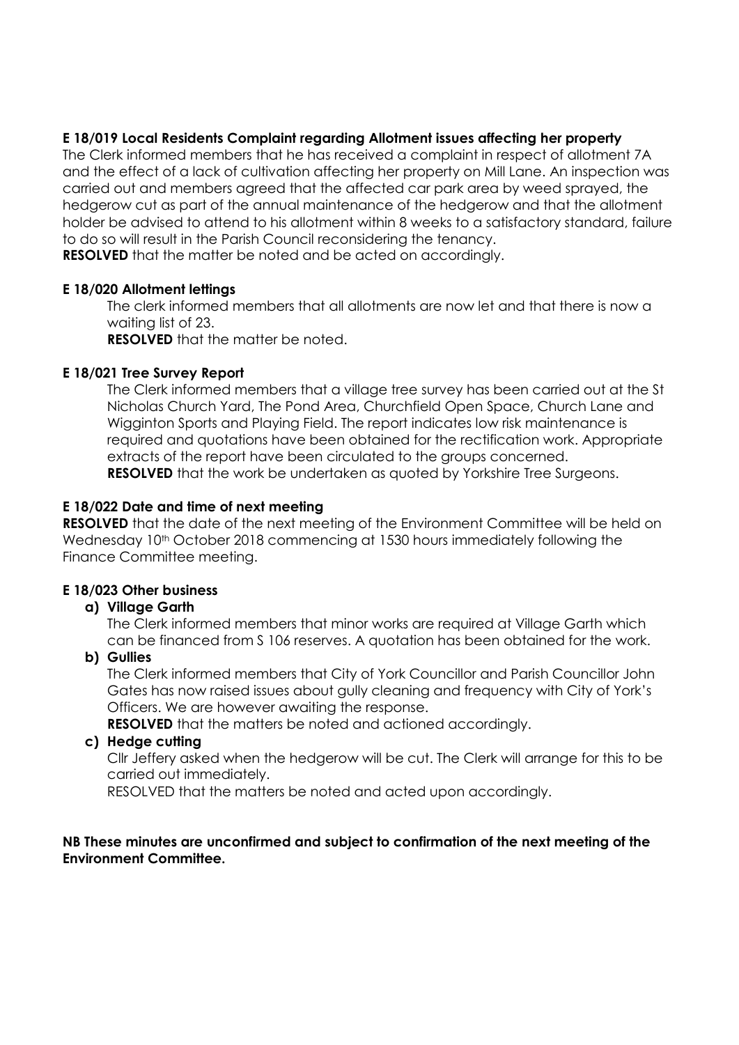**E 18/019 Local Residents Complaint regarding Allotment issues affecting her property**

The Clerk informed members that he has received a complaint in respect of allotment 7A and the effect of a lack of cultivation affecting her property on Mill Lane. An inspection was carried out and members agreed that the affected car park area by weed sprayed, the hedgerow cut as part of the annual maintenance of the hedgerow and that the allotment holder be advised to attend to his allotment within 8 weeks to a satisfactory standard, failure to do so will result in the Parish Council reconsidering the tenancy.

**RESOLVED** that the matter be noted and be acted on accordingly.

**E 18/020 Allotment lettings**

The clerk informed members that all allotments are now let and that there is now a waiting list of 23.

**RESOLVED** that the matter be noted.

**E 18/021 Tree Survey Report**

The Clerk informed members that a village tree survey has been carried out at the St Nicholas Church Yard, The Pond Area, Churchfield Open Space, Church Lane and Wigginton Sports and Playing Field. The report indicates low risk maintenance is required and quotations have been obtained for the rectification work. Appropriate extracts of the report have been circulated to the groups concerned.

**RESOLVED** that the work be undertaken as quoted by Yorkshire Tree Surgeons.

**E 18/022 Date and time of next meeting**

**RESOLVED** that the date of the next meeting of the Environment Committee will be held on Wednesday 10th October 2018 commencing at 1530 hours immediately following the Finance Committee meeting.

**E 18/023 Other business**

**a) Village Garth**

The Clerk informed members that minor works are required at Village Garth which can be financed from S 106 reserves. A quotation has been obtained for the work.

**b) Gullies**

The Clerk informed members that City of York Councillor and Parish Councillor John Gates has now raised issues about gully cleaning and frequency with City of York's Officers. We are however awaiting the response.

**RESOLVED** that the matters be noted and actioned accordingly.

**c) Hedge cutting**

Cllr Jeffery asked when the hedgerow will be cut. The Clerk will arrange for this to be carried out immediately.

RESOLVED that the matters be noted and acted upon accordingly.

**NB These minutes are unconfirmed and subject to confirmation of the next meeting of the Environment Committee.**